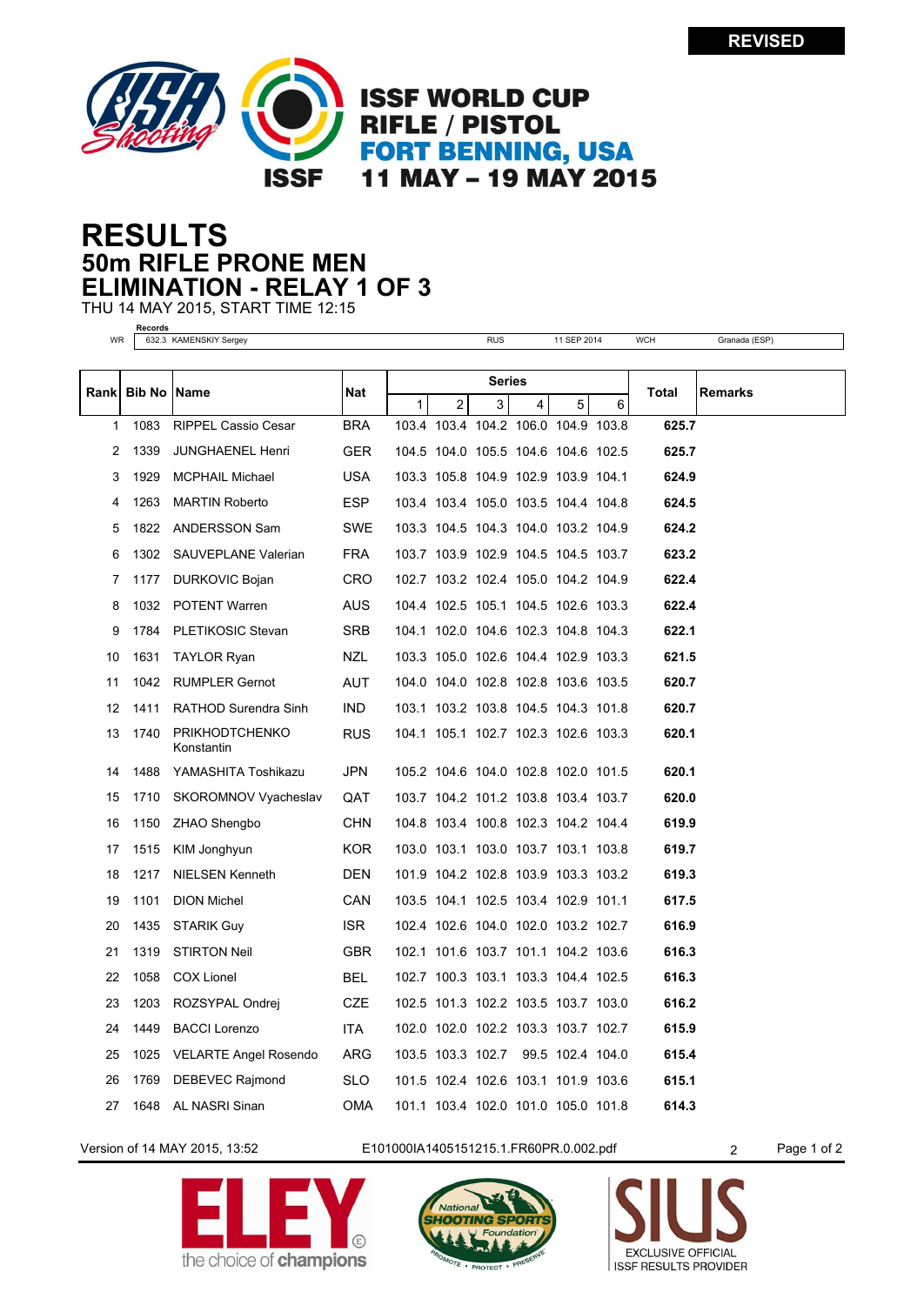REVISED

# ISSF WORLD CUP RIFLE / PISTOL FORT BENNING, USA 11 MAY – 19 MAY 2015

# RESULTS
## 50m RIFLE PRONE MEN
## ELIMINATION - RELAY 1 OF 3
THU 14 MAY 2015, START TIME 12:15

**Records**

| | | | | | |
|---|---|---|---|---|---|
| WR | 632.3 KAMENSKIY Sergey | RUS | 11 SEP 2014 | WCH | Granada (ESP) |

| Rank | Bib No | Name | Nat | Series 1 | 2 | 3 | 4 | 5 | 6 | Total | Remarks |
|---|---|---|---|---|---|---|---|---|---|---|---|
| 1 | 1083 | RIPPEL Cassio Cesar | BRA | 103.4 | 103.4 | 104.2 | 106.0 | 104.9 | 103.8 | **625.7** | |
| 2 | 1339 | JUNGHAENEL Henri | GER | 104.5 | 104.0 | 105.5 | 104.6 | 104.6 | 102.5 | **625.7** | |
| 3 | 1929 | MCPHAIL Michael | USA | 103.3 | 105.8 | 104.9 | 102.9 | 103.9 | 104.1 | **624.9** | |
| 4 | 1263 | MARTIN Roberto | ESP | 103.4 | 103.4 | 105.0 | 103.5 | 104.4 | 104.8 | **624.5** | |
| 5 | 1822 | ANDERSSON Sam | SWE | 103.3 | 104.5 | 104.3 | 104.0 | 103.2 | 104.9 | **624.2** | |
| 6 | 1302 | SAUVEPLANE Valerian | FRA | 103.7 | 103.9 | 102.9 | 104.5 | 104.5 | 103.7 | **623.2** | |
| 7 | 1177 | DURKOVIC Bojan | CRO | 102.7 | 103.2 | 102.4 | 105.0 | 104.2 | 104.9 | **622.4** | |
| 8 | 1032 | POTENT Warren | AUS | 104.4 | 102.5 | 105.1 | 104.5 | 102.6 | 103.3 | **622.4** | |
| 9 | 1784 | PLETIKOSIC Stevan | SRB | 104.1 | 102.0 | 104.6 | 102.3 | 104.8 | 104.3 | **622.1** | |
| 10 | 1631 | TAYLOR Ryan | NZL | 103.3 | 105.0 | 102.6 | 104.4 | 102.9 | 103.3 | **621.5** | |
| 11 | 1042 | RUMPLER Gernot | AUT | 104.0 | 104.0 | 102.8 | 102.8 | 103.6 | 103.5 | **620.7** | |
| 12 | 1411 | RATHOD Surendra Sinh | IND | 103.1 | 103.2 | 103.8 | 104.5 | 104.3 | 101.8 | **620.7** | |
| 13 | 1740 | PRIKHODTCHENKO Konstantin | RUS | 104.1 | 105.1 | 102.7 | 102.3 | 102.6 | 103.3 | **620.1** | |
| 14 | 1488 | YAMASHITA Toshikazu | JPN | 105.2 | 104.6 | 104.0 | 102.8 | 102.0 | 101.5 | **620.1** | |
| 15 | 1710 | SKOROMNOV Vyacheslav | QAT | 103.7 | 104.2 | 101.2 | 103.8 | 103.4 | 103.7 | **620.0** | |
| 16 | 1150 | ZHAO Shengbo | CHN | 104.8 | 103.4 | 100.8 | 102.3 | 104.2 | 104.4 | **619.9** | |
| 17 | 1515 | KIM Jonghyun | KOR | 103.0 | 103.1 | 103.0 | 103.7 | 103.1 | 103.8 | **619.7** | |
| 18 | 1217 | NIELSEN Kenneth | DEN | 101.9 | 104.2 | 102.8 | 103.9 | 103.3 | 103.2 | **619.3** | |
| 19 | 1101 | DION Michel | CAN | 103.5 | 104.1 | 102.5 | 103.4 | 102.9 | 101.1 | **617.5** | |
| 20 | 1435 | STARIK Guy | ISR | 102.4 | 102.6 | 104.0 | 102.0 | 103.2 | 102.7 | **616.9** | |
| 21 | 1319 | STIRTON Neil | GBR | 102.1 | 101.6 | 103.7 | 101.1 | 104.2 | 103.6 | **616.3** | |
| 22 | 1058 | COX Lionel | BEL | 102.7 | 100.3 | 103.1 | 103.3 | 104.4 | 102.5 | **616.3** | |
| 23 | 1203 | ROZSYPAL Ondrej | CZE | 102.5 | 101.3 | 102.2 | 103.5 | 103.7 | 103.0 | **616.2** | |
| 24 | 1449 | BACCI Lorenzo | ITA | 102.0 | 102.0 | 102.2 | 103.3 | 103.7 | 102.7 | **615.9** | |
| 25 | 1025 | VELARTE Angel Rosendo | ARG | 103.5 | 103.3 | 102.7 | 99.5 | 102.4 | 104.0 | **615.4** | |
| 26 | 1769 | DEBEVEC Rajmond | SLO | 101.5 | 102.4 | 102.6 | 103.1 | 101.9 | 103.6 | **615.1** | |
| 27 | 1648 | AL NASRI Sinan | OMA | 101.1 | 103.4 | 102.0 | 101.0 | 105.0 | 101.8 | **614.3** | |

Version of 14 MAY 2015, 13:52 E101000IA1405151215.1.FR60PR.0.002.pdf 2

ELEY the choice of champions — National Shooting Sports Foundation — SIUS EXCLUSIVE OFFICIAL ISSF RESULTS PROVIDER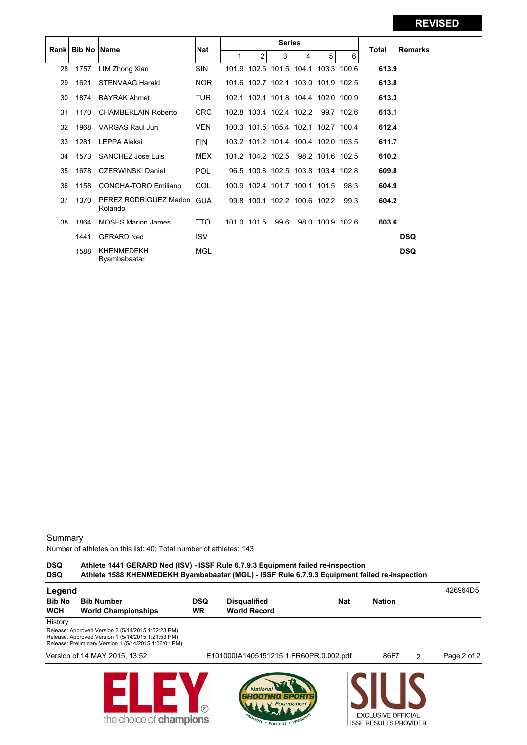**REVISED**

| Rank | Bib No | Name | Nat | Series | | | | | | Total | Remarks |
|---|---|---|---|---|---|---|---|---|---|---|---|
| | | | | 1 | 2 | 3 | 4 | 5 | 6 | | |
| 28 | 1757 | LIM Zhong Xian | SIN | 101.9 | 102.5 | 101.5 | 104.1 | 103.3 | 100.6 | **613.9** | |
| 29 | 1621 | STENVAAG Harald | NOR | 101.6 | 102.7 | 102.1 | 103.0 | 101.9 | 102.5 | **613.8** | |
| 30 | 1874 | BAYRAK Ahmet | TUR | 102.1 | 102.1 | 101.8 | 104.4 | 102.0 | 100.9 | **613.3** | |
| 31 | 1170 | CHAMBERLAIN Roberto | CRC | 102.8 | 103.4 | 102.4 | 102.2 | 99.7 | 102.6 | **613.1** | |
| 32 | 1968 | VARGAS Raul Jun | VEN | 100.3 | 101.5 | 105.4 | 102.1 | 102.7 | 100.4 | **612.4** | |
| 33 | 1281 | LEPPA Aleksi | FIN | 103.2 | 101.2 | 101.4 | 100.4 | 102.0 | 103.5 | **611.7** | |
| 34 | 1573 | SANCHEZ Jose Luis | MEX | 101.2 | 104.2 | 102.5 | 98.2 | 101.6 | 102.5 | **610.2** | |
| 35 | 1678 | CZERWINSKI Daniel | POL | 96.5 | 100.8 | 102.5 | 103.8 | 103.4 | 102.8 | **609.8** | |
| 36 | 1158 | CONCHA-TORO Emiliano | COL | 100.9 | 102.4 | 101.7 | 100.1 | 101.5 | 98.3 | **604.9** | |
| 37 | 1370 | PEREZ RODRIGUEZ Marlon Rolando | GUA | 99.8 | 100.1 | 102.2 | 100.6 | 102.2 | 99.3 | **604.2** | |
| 38 | 1864 | MOSES Marlon James | TTO | 101.0 | 101.5 | 99.6 | 98.0 | 100.9 | 102.6 | **603.6** | |
| | 1441 | GERARD Ned | ISV | | | | | | | | **DSQ** |
| | 1588 | KHENMEDEKH Byambabaatar | MGL | | | | | | | | **DSQ** |

Summary

Number of athletes on this list: 40; Total number of athletes: 143

**DSQ** **Athlete 1441 GERARD Ned (ISV) - ISSF Rule 6.7.9.3 Equipment failed re-inspection**
**DSQ** **Athlete 1588 KHENMEDEKH Byambabaatar (MGL) - ISSF Rule 6.7.9.3 Equipment failed re-inspection**

**Legend**

426964D5

| | | | | | |
|---|---|---|---|---|---|
| **Bib No** | **Bib Number** | **DSQ** | **Disqualified** | **Nat** | **Nation** |
| **WCH** | **World Championships** | **WR** | **World Record** | | |

History

Release: Approved Version 2 (5/14/2015 1:52:23 PM)
Release: Approved Version 1 (5/14/2015 1:21:53 PM)
Release: Preliminary Version 1 (5/14/2015 1:06:01 PM)

Version of 14 MAY 2015, 13:52 E101000IA1405151215.1.FR60PR.0.002.pdf 86F7 2

ELEY the choice of champions

National Shooting Sports Foundation — Promote • Protect • Preserve

SIUS EXCLUSIVE OFFICIAL ISSF RESULTS PROVIDER